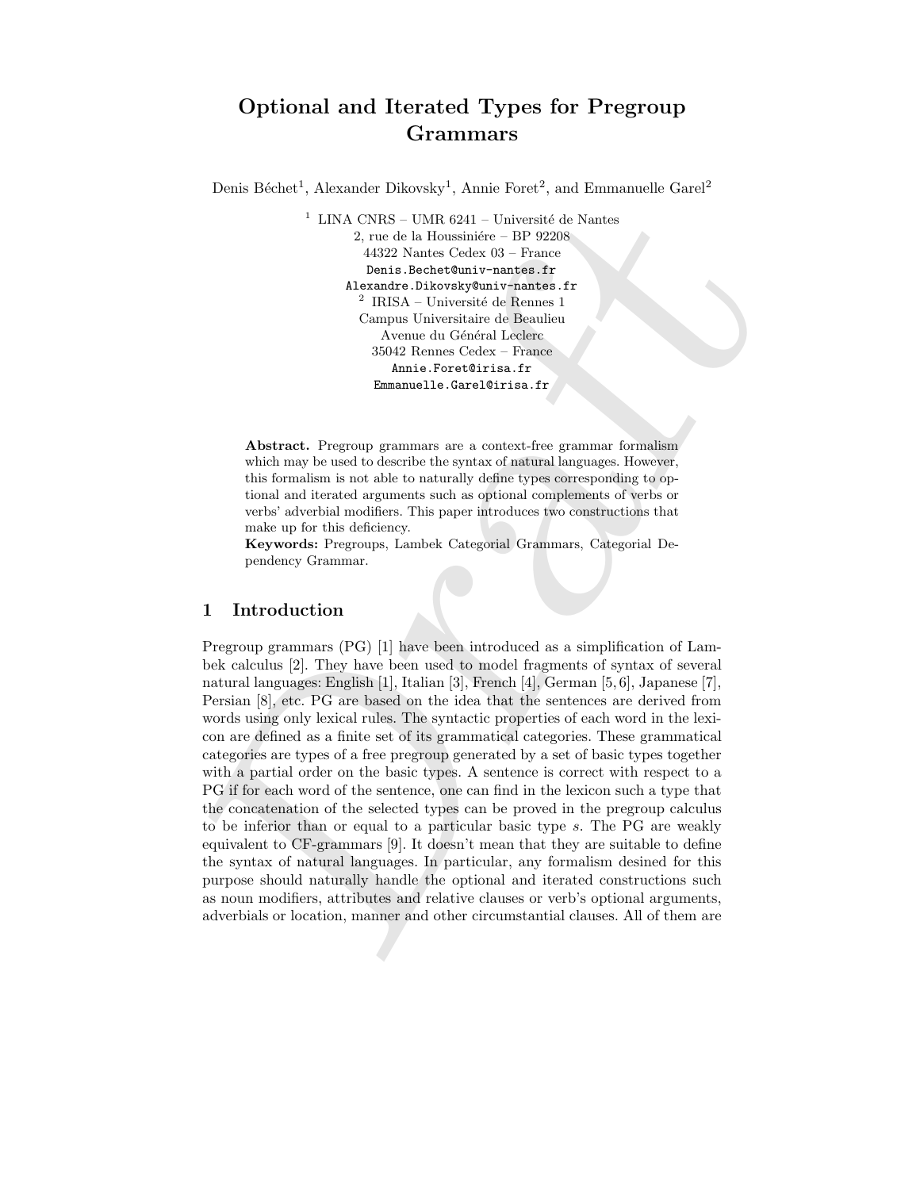# Optional and Iterated Types for Pregroup Grammars

Denis Béchet[1], Alexander Dikovsky[1], Annie Foret[2], and Emmanuelle Garel[2]

[1] LINA CNRS – UMR 6241 – Université de Nantes
2, rue de la Houssiniére – BP 92208
44322 Nantes Cedex 03 – France
Denis.Bechet@univ-nantes.fr
Alexandre.Dikovsky@univ-nantes.fr

[2] IRISA – Université de Rennes 1
Campus Universitaire de Beaulieu
Avenue du Général Leclerc
35042 Rennes Cedex – France
Annie.Foret@irisa.fr
Emmanuelle.Garel@irisa.fr

**Abstract.** Pregroup grammars are a context-free grammar formalism which may be used to describe the syntax of natural languages. However, this formalism is not able to naturally define types corresponding to optional and iterated arguments such as optional complements of verbs or verbs' adverbial modifiers. This paper introduces two constructions that make up for this deficiency.

**Keywords:** Pregroups, Lambek Categorial Grammars, Categorial Dependency Grammar.

## 1 Introduction

Pregroup grammars (PG) [1] have been introduced as a simplification of Lambek calculus [2]. They have been used to model fragments of syntax of several natural languages: English [1], Italian [3], French [4], German [5, 6], Japanese [7], Persian [8], etc. PG are based on the idea that the sentences are derived from words using only lexical rules. The syntactic properties of each word in the lexicon are defined as a finite set of its grammatical categories. These grammatical categories are types of a free pregroup generated by a set of basic types together with a partial order on the basic types. A sentence is correct with respect to a PG if for each word of the sentence, one can find in the lexicon such a type that the concatenation of the selected types can be proved in the pregroup calculus to be inferior than or equal to a particular basic type $s$. The PG are weakly equivalent to CF-grammars [9]. It doesn't mean that they are suitable to define the syntax of natural languages. In particular, any formalism desined for this purpose should naturally handle the optional and iterated constructions such as noun modifiers, attributes and relative clauses or verb's optional arguments, adverbials or location, manner and other circumstantial clauses. All of them are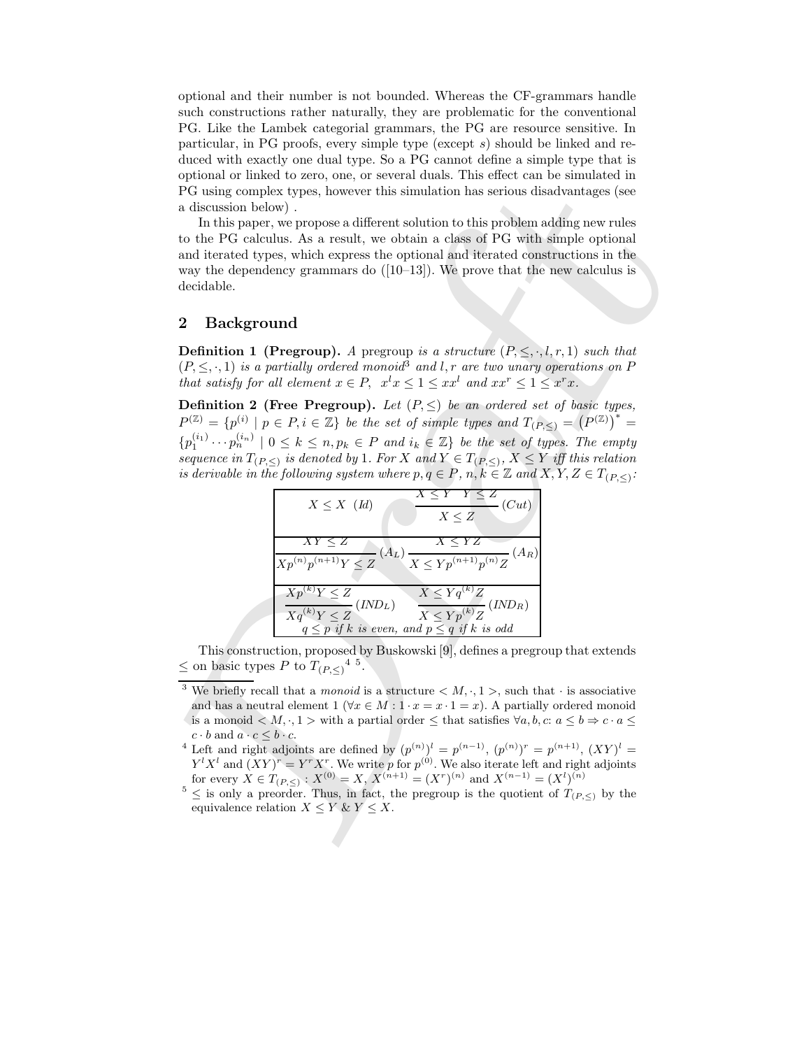optional and their number is not bounded. Whereas the CF-grammars handle such constructions rather naturally, they are problematic for the conventional PG. Like the Lambek categorial grammars, the PG are resource sensitive. In particular, in PG proofs, every simple type (except $s$) should be linked and reduced with exactly one dual type. So a PG cannot define a simple type that is optional or linked to zero, one, or several duals. This effect can be simulated in PG using complex types, however this simulation has serious disadvantages (see a discussion below) .

In this paper, we propose a different solution to this problem adding new rules to the PG calculus. As a result, we obtain a class of PG with simple optional and iterated types, which express the optional and iterated constructions in the way the dependency grammars do ([10–13]). We prove that the new calculus is decidable.

## 2 Background

**Definition 1 (Pregroup).** *A pregroup is a structure $(P, \leq, \cdot, l, r, 1)$ such that $(P, \leq, \cdot, 1)$ is a partially ordered monoid*[3] *and $l, r$ are two unary operations on $P$ that satisfy for all element $x \in P$, $x^l x \leq 1 \leq x x^l$ and $x x^r \leq 1 \leq x^r x$.*

**Definition 2 (Free Pregroup).** *Let $(P, \leq)$ be an ordered set of basic types, $P^{(\mathbb{Z})} = \{p^{(i)} \mid p \in P, i \in \mathbb{Z}\}$ be the set of simple types and $T_{(P,\leq)} = \left(P^{(\mathbb{Z})}\right)^* = \{p_1^{(i_1)} \cdots p_n^{(i_n)} \mid 0 \leq k \leq n, p_k \in P \text{ and } i_k \in \mathbb{Z}\}$ be the set of types. The empty sequence in $T_{(P,\leq)}$ is denoted by 1. For $X$ and $Y \in T_{(P,\leq)}$, $X \leq Y$ iff this relation is derivable in the following system where $p, q \in P$, $n, k \in \mathbb{Z}$ and $X, Y, Z \in T_{(P,\leq)}$:*

| | |
|---|---|
| $X \leq X$ (*Id*) | $\dfrac{X \leq Y \quad Y \leq Z}{X \leq Z}$ (*Cut*) |
| $\dfrac{XY \leq Z}{Xp^{(n)}p^{(n+1)}Y \leq Z}$ ($A_L$) | $\dfrac{X \leq YZ}{X \leq Yp^{(n+1)}p^{(n)}Z}$ ($A_R$) |
| $\dfrac{Xp^{(k)}Y \leq Z}{Xq^{(k)}Y \leq Z}$ ($IND_L$) | $\dfrac{X \leq Yq^{(k)}Z}{X \leq Yp^{(k)}Z}$ ($IND_R$) |
| *$q \leq p$ if $k$ is even, and $p \leq q$ if $k$ is odd* | |

This construction, proposed by Buskowski [9], defines a pregroup that extends $\leq$ on basic types $P$ to $T_{(P,\leq)}$[4][5].

[3] We briefly recall that a *monoid* is a structure $< M, \cdot, 1 >$, such that $\cdot$ is associative and has a neutral element 1 ($\forall x \in M : 1 \cdot x = x \cdot 1 = x$). A partially ordered monoid is a monoid $< M, \cdot, 1 >$ with a partial order $\leq$ that satisfies $\forall a, b, c$: $a \leq b \Rightarrow c \cdot a \leq c \cdot b$ and $a \cdot c \leq b \cdot c$.

[4] Left and right adjoints are defined by $(p^{(n)})^l = p^{(n-1)}$, $(p^{(n)})^r = p^{(n+1)}$, $(XY)^l = Y^l X^l$ and $(XY)^r = Y^r X^r$. We write $p$ for $p^{(0)}$. We also iterate left and right adjoints for every $X \in T_{(P,\leq)} : X^{(0)} = X$, $X^{(n+1)} = (X^r)^{(n)}$ and $X^{(n-1)} = (X^l)^{(n)}$

[5] $\leq$ is only a preorder. Thus, in fact, the pregroup is the quotient of $T_{(P,\leq)}$ by the equivalence relation $X \leq Y$ & $Y \leq X$.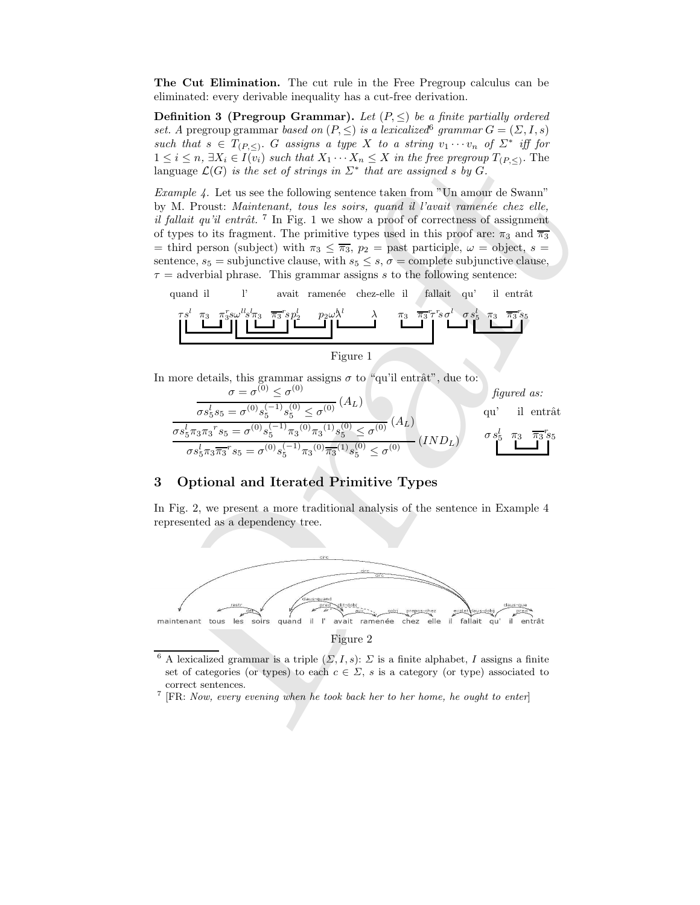**The Cut Elimination.** The cut rule in the Free Pregroup calculus can be eliminated: every derivable inequality has a cut-free derivation.

**Definition 3 (Pregroup Grammar).** *Let $(P, \leq)$ be a finite partially ordered set. A* pregroup grammar *based on $(P, \leq)$ is a lexicalized*[6] *grammar $G = (\Sigma, I, s)$ such that $s \in T_{(P,\leq)}$. $G$ assigns a type $X$ to a string $v_1 \cdots v_n$ of $\Sigma^*$ iff for $1 \leq i \leq n$, $\exists X_i \in I(v_i)$ such that $X_1 \cdots X_n \leq X$ in the free pregroup $T_{(P,\leq)}$.* The *language $\mathcal{L}(G)$ is the set of strings in $\Sigma^*$ that are assigned $s$ by $G$.*

*Example 4.* Let us see the following sentence taken from "Un amour de Swann" by M. Proust: *Maintenant, tous les soirs, quand il l'avait ramenée chez elle, il fallait qu'il entrât.* [7] In Fig. 1 we show a proof of correctness of assignment of types to its fragment. The primitive types used in this proof are: $\pi_3$ and $\overline{\pi_3}$ = third person (subject) with $\pi_3 \leq \overline{\pi_3}$, $p_2$ = past participle, $\omega$ = object, $s$ = sentence, $s_5$ = subjunctive clause, with $s_5 \leq s$, $\sigma$ = complete subjunctive clause, $\tau$ = adverbial phrase. This grammar assigns $s$ to the following sentence:

quand il l' avait ramenée chez-elle il fallait qu' il entrât

$$\tau s^l \;\; \pi_3 \;\; \pi_3^r s \omega^{ll} s^l \pi_3 \;\; \overline{\pi_3}^r s p_2^l \;\; p_2 \omega \lambda^l \;\; \lambda \;\; \pi_3 \;\; \overline{\pi_3}^r \tau^r s \sigma^l \;\; \sigma s_5^l \;\; \pi_3 \;\; \overline{\pi_3}^r s_5$$

Figure 1

In more details, this grammar assigns $\sigma$ to "qu'il entrât", due to:

$$\cfrac{\cfrac{\cfrac{\sigma = \sigma^{(0)} \leq \sigma^{(0)}}{\sigma s_5^l s_5 = \sigma^{(0)} s_5^{(-1)} s_5^{(0)} \leq \sigma^{(0)}}\,(A_L)}{\sigma s_5^l \pi_3 \pi_3{}^r s_5 = \sigma^{(0)} s_5^{(-1)} \pi_3{}^{(0)} \pi_3{}^{(1)} s_5^{(0)} \leq \sigma^{(0)}}\,(A_L)}{\sigma s_5^l \pi_3 \overline{\pi_3}{}^r s_5 = \sigma^{(0)} s_5^{(-1)} \pi_3{}^{(0)} \overline{\pi_3}{}^{(1)} s_5^{(0)} \leq \sigma^{(0)}}\,(IND_L)$$

*figured as:*

qu' il entrât

$$\sigma s_5^l \;\; \pi_3 \;\; \overline{\pi_3}^r s_5$$

## 3 Optional and Iterated Primitive Types

In Fig. 2, we present a more traditional analysis of the sentence in Example 4 represented as a dependency tree.

maintenant tous les soirs quand il l' avait ramenée chez elle il fallait qu' il entrât

Figure 2

[6] A lexicalized grammar is a triple $(\Sigma, I, s)$: $\Sigma$ is a finite alphabet, $I$ assigns a finite set of categories (or types) to each $c \in \Sigma$, $s$ is a category (or type) associated to correct sentences.

[7] [FR: *Now, every evening when he took back her to her home, he ought to enter*]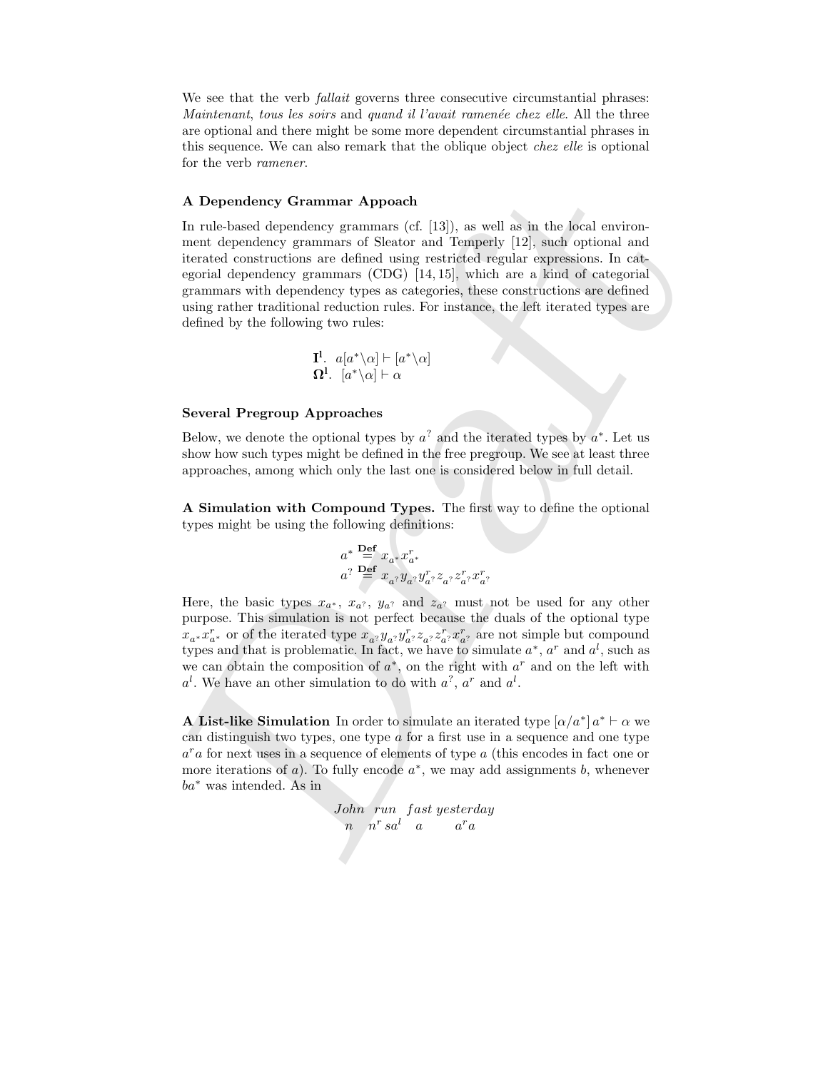We see that the verb *fallait* governs three consecutive circumstantial phrases: *Maintenant*, *tous les soirs* and *quand il l'avait ramenée chez elle*. All the three are optional and there might be some more dependent circumstantial phrases in this sequence. We can also remark that the oblique object *chez elle* is optional for the verb *ramener*.

#### A Dependency Grammar Appoach

In rule-based dependency grammars (cf. [13]), as well as in the local environment dependency grammars of Sleator and Temperly [12], such optional and iterated constructions are defined using restricted regular expressions. In categorial dependency grammars (CDG) [14, 15], which are a kind of categorial grammars with dependency types as categories, these constructions are defined using rather traditional reduction rules. For instance, the left iterated types are defined by the following two rules:

$$\mathbf{I^l}.\ \ a[a^*\backslash\alpha] \vdash [a^*\backslash\alpha]$$
$$\mathbf{\Omega^l}.\ \ [a^*\backslash\alpha] \vdash \alpha$$

#### Several Pregroup Approaches

Below, we denote the optional types by $a^?$ and the iterated types by $a^*$. Let us show how such types might be defined in the free pregroup. We see at least three approaches, among which only the last one is considered below in full detail.

**A Simulation with Compound Types.** The first way to define the optional types might be using the following definitions:

$$a^* \overset{\mathbf{Def}}{=} x_{a^*}x^r_{a^*}$$
$$a^? \overset{\mathbf{Def}}{=} x_{a^?}y_{a^?}y^r_{a^?}z_{a^?}z^r_{a^?}x^r_{a^?}$$

Here, the basic types $x_{a^*}$, $x_{a^?}$, $y_{a^?}$ and $z_{a^?}$ must not be used for any other purpose. This simulation is not perfect because the duals of the optional type $x_{a^*}x^r_{a^*}$ or of the iterated type $x_{a^?}y_{a^?}y^r_{a^?}z_{a^?}z^r_{a^?}x^r_{a^?}$ are not simple but compound types and that is problematic. In fact, we have to simulate $a^*$, $a^r$ and $a^l$, such as we can obtain the composition of $a^*$, on the right with $a^r$ and on the left with $a^l$. We have an other simulation to do with $a^?$, $a^r$ and $a^l$.

**A List-like Simulation** In order to simulate an iterated type $[\alpha/a^*]\, a^* \vdash \alpha$ we can distinguish two types, one type $a$ for a first use in a sequence and one type $a^r a$ for next uses in a sequence of elements of type $a$ (this encodes in fact one or more iterations of $a$). To fully encode $a^*$, we may add assignments $b$, whenever $ba^*$ was intended. As in

$$\begin{array}{cccc} John & run & fast & yesterday \\ n & n^r s a^l & a & a^r a \end{array}$$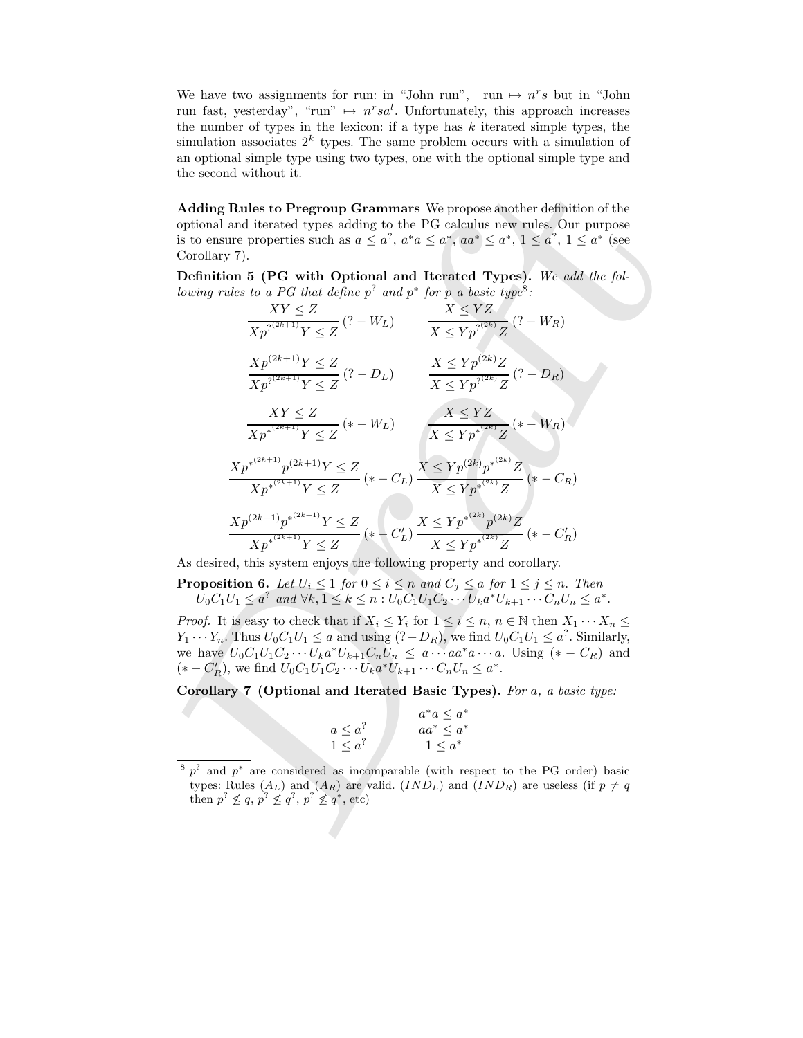We have two assignments for run: in "John run", run $\mapsto n^r s$ but in "John run fast, yesterday", "run" $\mapsto n^r s a^l$. Unfortunately, this approach increases the number of types in the lexicon: if a type has $k$ iterated simple types, the simulation associates $2^k$ types. The same problem occurs with a simulation of an optional simple type using two types, one with the optional simple type and the second without it.

**Adding Rules to Pregroup Grammars** We propose another definition of the optional and iterated types adding to the PG calculus new rules. Our purpose is to ensure properties such as $a \leq a^?$, $a^*a \leq a^*$, $aa^* \leq a^*$, $1 \leq a^?$, $1 \leq a^*$ (see Corollary 7).

**Definition 5 (PG with Optional and Iterated Types).** *We add the following rules to a PG that define $p^?$ and $p^*$ for $p$ a basic type*[8]*:*

$$\frac{XY \leq Z}{Xp^{?^{(2k+1)}}Y \leq Z}\,(? - W_L) \qquad \frac{X \leq YZ}{X \leq Yp^{?^{(2k)}}Z}\,(? - W_R)$$

$$\frac{Xp^{(2k+1)}Y \leq Z}{Xp^{?^{(2k+1)}}Y \leq Z}\,(? - D_L) \qquad \frac{X \leq Yp^{(2k)}Z}{X \leq Yp^{?^{(2k)}}Z}\,(? - D_R)$$

$$\frac{XY \leq Z}{Xp^{*^{(2k+1)}}Y \leq Z}\,(* - W_L) \qquad \frac{X \leq YZ}{X \leq Yp^{*^{(2k)}}Z}\,(* - W_R)$$

$$\frac{Xp^{*^{(2k+1)}}p^{(2k+1)}Y \leq Z}{Xp^{*^{(2k+1)}}Y \leq Z}\,(* - C_L) \qquad \frac{X \leq Yp^{(2k)}p^{*^{(2k)}}Z}{X \leq Yp^{*^{(2k)}}Z}\,(* - C_R)$$

$$\frac{Xp^{(2k+1)}p^{*^{(2k+1)}}Y \leq Z}{Xp^{*^{(2k+1)}}Y \leq Z}\,(* - C'_L) \qquad \frac{X \leq Yp^{*^{(2k)}}p^{(2k)}Z}{X \leq Yp^{*^{(2k)}}Z}\,(* - C'_R)$$

As desired, this system enjoys the following property and corollary.

**Proposition 6.** *Let $U_i \leq 1$ for $0 \leq i \leq n$ and $C_j \leq a$ for $1 \leq j \leq n$. Then $U_0C_1U_1 \leq a^?$ and $\forall k, 1 \leq k \leq n : U_0C_1U_1C_2 \cdots U_k a^* U_{k+1} \cdots C_n U_n \leq a^*$.*

*Proof.* It is easy to check that if $X_i \leq Y_i$ for $1 \leq i \leq n$, $n \in \mathbb{N}$ then $X_1 \cdots X_n \leq Y_1 \cdots Y_n$. Thus $U_0C_1U_1 \leq a$ and using $(? - D_R)$, we find $U_0C_1U_1 \leq a^?$. Similarly, we have $U_0C_1U_1C_2 \cdots U_k a^* U_{k+1} C_n U_n \leq a \cdots aa^*a \cdots a$. Using $(* - C_R)$ and $(* - C'_R)$, we find $U_0C_1U_1C_2 \cdots U_k a^* U_{k+1} \cdots C_n U_n \leq a^*$.

**Corollary 7 (Optional and Iterated Basic Types).** *For $a$, a basic type:*

$$\begin{array}{cc} & a^*a \leq a^* \\ a \leq a^? & aa^* \leq a^* \\ 1 \leq a^? & 1 \leq a^* \end{array}$$

[8] $p^?$ and $p^*$ are considered as incomparable (with respect to the PG order) basic types: Rules $(A_L)$ and $(A_R)$ are valid. $(IND_L)$ and $(IND_R)$ are useless (if $p \neq q$ then $p^? \not\leq q$, $p^? \not\leq q^?$, $p^? \not\leq q^*$, etc)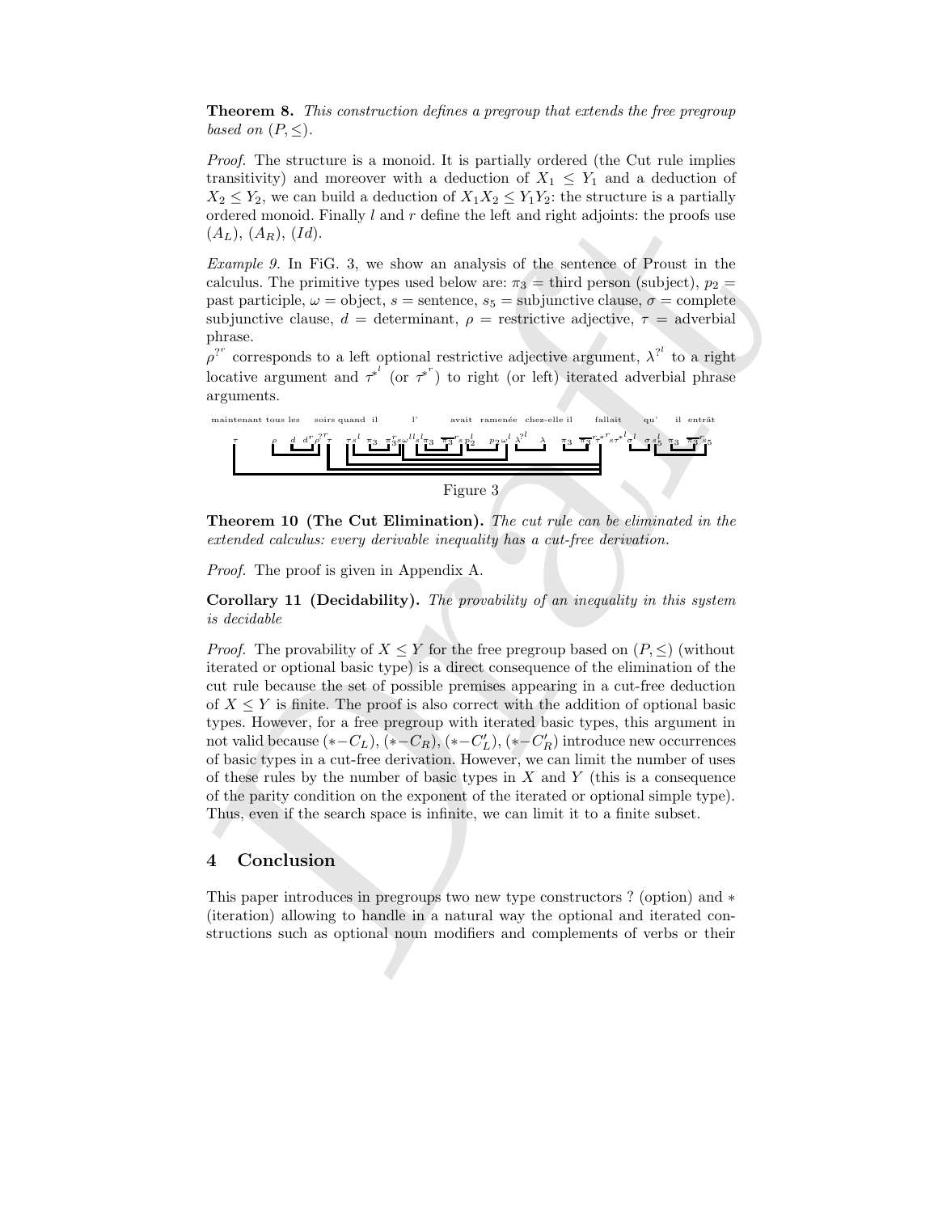**Theorem 8.** *This construction defines a pregroup that extends the free pregroup based on $(P, \leq)$.*

*Proof.* The structure is a monoid. It is partially ordered (the Cut rule implies transitivity) and moreover with a deduction of $X_1 \leq Y_1$ and a deduction of $X_2 \leq Y_2$, we can build a deduction of $X_1X_2 \leq Y_1Y_2$: the structure is a partially ordered monoid. Finally $l$ and $r$ define the left and right adjoints: the proofs use $(A_L)$, $(A_R)$, $(Id)$.

*Example 9.* In FiG. 3, we show an analysis of the sentence of Proust in the calculus. The primitive types used below are: $\pi_3$ = third person (subject), $p_2$ = past participle, $\omega$ = object, $s$ = sentence, $s_5$ = subjunctive clause, $\sigma$ = complete subjunctive clause, $d$ = determinant, $\rho$ = restrictive adjective, $\tau$ = adverbial phrase.

$\rho^{?^r}$ corresponds to a left optional restrictive adjective argument, $\lambda^{?^l}$ to a right locative argument and $\tau^{*^l}$ (or $\tau^{*^r}$) to right (or left) iterated adverbial phrase arguments.

maintenant tous les soirs quand il l' avait ramenée chez-elle il fallait qu' il entrât

$\tau \quad \rho \quad d \; d^r \rho^{?^r} \tau \quad \tau s^l \; \pi_3 \; \pi_3^r s \omega^{ll} s^l \pi_3 \; \overline{\pi_3}^r s \, p_2^l \quad p_2 \omega^l \lambda^{?^l} \quad \lambda \quad \pi_3 \; \overline{\pi_3}^r \tau^{*^r} s \tau^{*^l} \sigma^l \quad \sigma s_5^l \; \pi_3 \; \overline{\pi_3}^r s_5$

Figure 3

**Theorem 10 (The Cut Elimination).** *The cut rule can be eliminated in the extended calculus: every derivable inequality has a cut-free derivation.*

*Proof.* The proof is given in Appendix A.

**Corollary 11 (Decidability).** *The provability of an inequality in this system is decidable*

*Proof.* The provability of $X \leq Y$ for the free pregroup based on $(P, \leq)$ (without iterated or optional basic type) is a direct consequence of the elimination of the cut rule because the set of possible premises appearing in a cut-free deduction of $X \leq Y$ is finite. The proof is also correct with the addition of optional basic types. However, for a free pregroup with iterated basic types, this argument in not valid because $(*-C_L)$, $(*-C_R)$, $(*-C'_L)$, $(*-C'_R)$ introduce new occurrences of basic types in a cut-free derivation. However, we can limit the number of uses of these rules by the number of basic types in $X$ and $Y$ (this is a consequence of the parity condition on the exponent of the iterated or optional simple type). Thus, even if the search space is infinite, we can limit it to a finite subset.

## 4 Conclusion

This paper introduces in pregroups two new type constructors ? (option) and $*$ (iteration) allowing to handle in a natural way the optional and iterated constructions such as optional noun modifiers and complements of verbs or their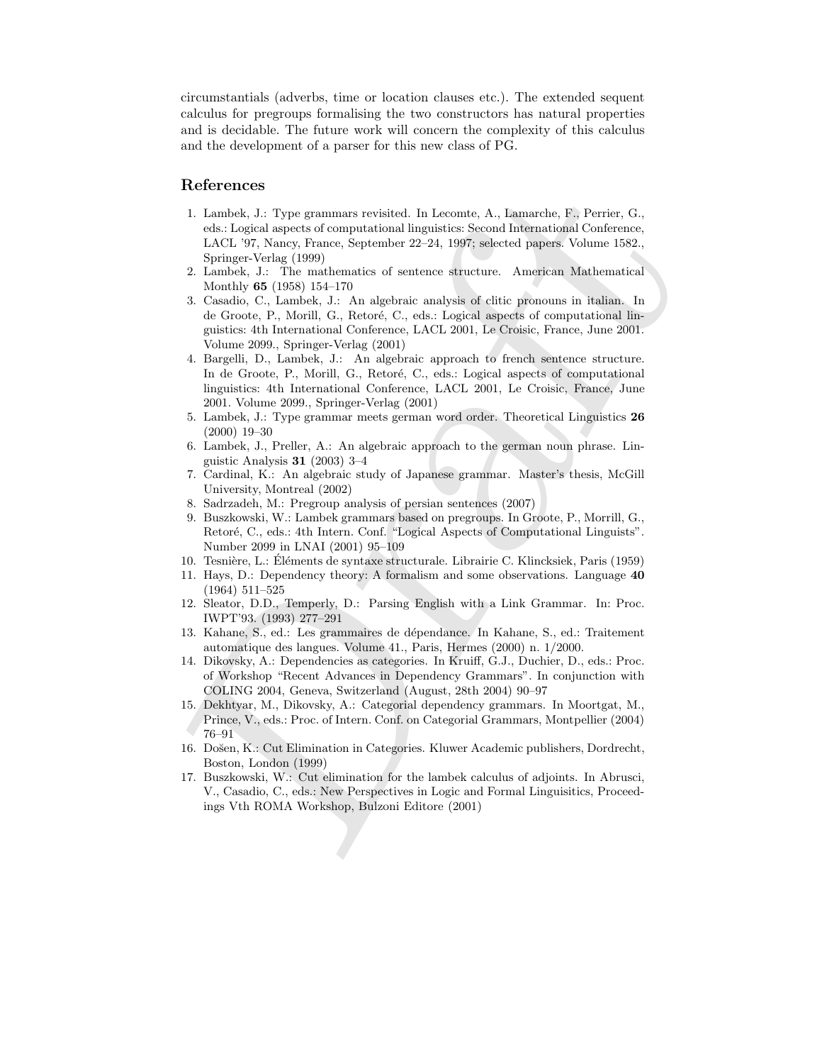circumstantials (adverbs, time or location clauses etc.). The extended sequent calculus for pregroups formalising the two constructors has natural properties and is decidable. The future work will concern the complexity of this calculus and the development of a parser for this new class of PG.

## References

1. Lambek, J.: Type grammars revisited. In Lecomte, A., Lamarche, F., Perrier, G., eds.: Logical aspects of computational linguistics: Second International Conference, LACL '97, Nancy, France, September 22–24, 1997; selected papers. Volume 1582., Springer-Verlag (1999)
2. Lambek, J.: The mathematics of sentence structure. American Mathematical Monthly **65** (1958) 154–170
3. Casadio, C., Lambek, J.: An algebraic analysis of clitic pronouns in italian. In de Groote, P., Morill, G., Retoré, C., eds.: Logical aspects of computational linguistics: 4th International Conference, LACL 2001, Le Croisic, France, June 2001. Volume 2099., Springer-Verlag (2001)
4. Bargelli, D., Lambek, J.: An algebraic approach to french sentence structure. In de Groote, P., Morill, G., Retoré, C., eds.: Logical aspects of computational linguistics: 4th International Conference, LACL 2001, Le Croisic, France, June 2001. Volume 2099., Springer-Verlag (2001)
5. Lambek, J.: Type grammar meets german word order. Theoretical Linguistics **26** (2000) 19–30
6. Lambek, J., Preller, A.: An algebraic approach to the german noun phrase. Linguistic Analysis **31** (2003) 3–4
7. Cardinal, K.: An algebraic study of Japanese grammar. Master's thesis, McGill University, Montreal (2002)
8. Sadrzadeh, M.: Pregroup analysis of persian sentences (2007)
9. Buszkowski, W.: Lambek grammars based on pregroups. In Groote, P., Morrill, G., Retoré, C., eds.: 4th Intern. Conf. "Logical Aspects of Computational Linguists". Number 2099 in LNAI (2001) 95–109
10. Tesnière, L.: Éléments de syntaxe structurale. Librairie C. Klincksiek, Paris (1959)
11. Hays, D.: Dependency theory: A formalism and some observations. Language **40** (1964) 511–525
12. Sleator, D.D., Temperly, D.: Parsing English with a Link Grammar. In: Proc. IWPT'93. (1993) 277–291
13. Kahane, S., ed.: Les grammaires de dépendance. In Kahane, S., ed.: Traitement automatique des langues. Volume 41., Paris, Hermes (2000) n. 1/2000.
14. Dikovsky, A.: Dependencies as categories. In Kruiff, G.J., Duchier, D., eds.: Proc. of Workshop "Recent Advances in Dependency Grammars". In conjunction with COLING 2004, Geneva, Switzerland (August, 28th 2004) 90–97
15. Dekhtyar, M., Dikovsky, A.: Categorial dependency grammars. In Moortgat, M., Prince, V., eds.: Proc. of Intern. Conf. on Categorial Grammars, Montpellier (2004) 76–91
16. Došen, K.: Cut Elimination in Categories. Kluwer Academic publishers, Dordrecht, Boston, London (1999)
17. Buszkowski, W.: Cut elimination for the lambek calculus of adjoints. In Abrusci, V., Casadio, C., eds.: New Perspectives in Logic and Formal Linguisitics, Proceedings Vth ROMA Workshop, Bulzoni Editore (2001)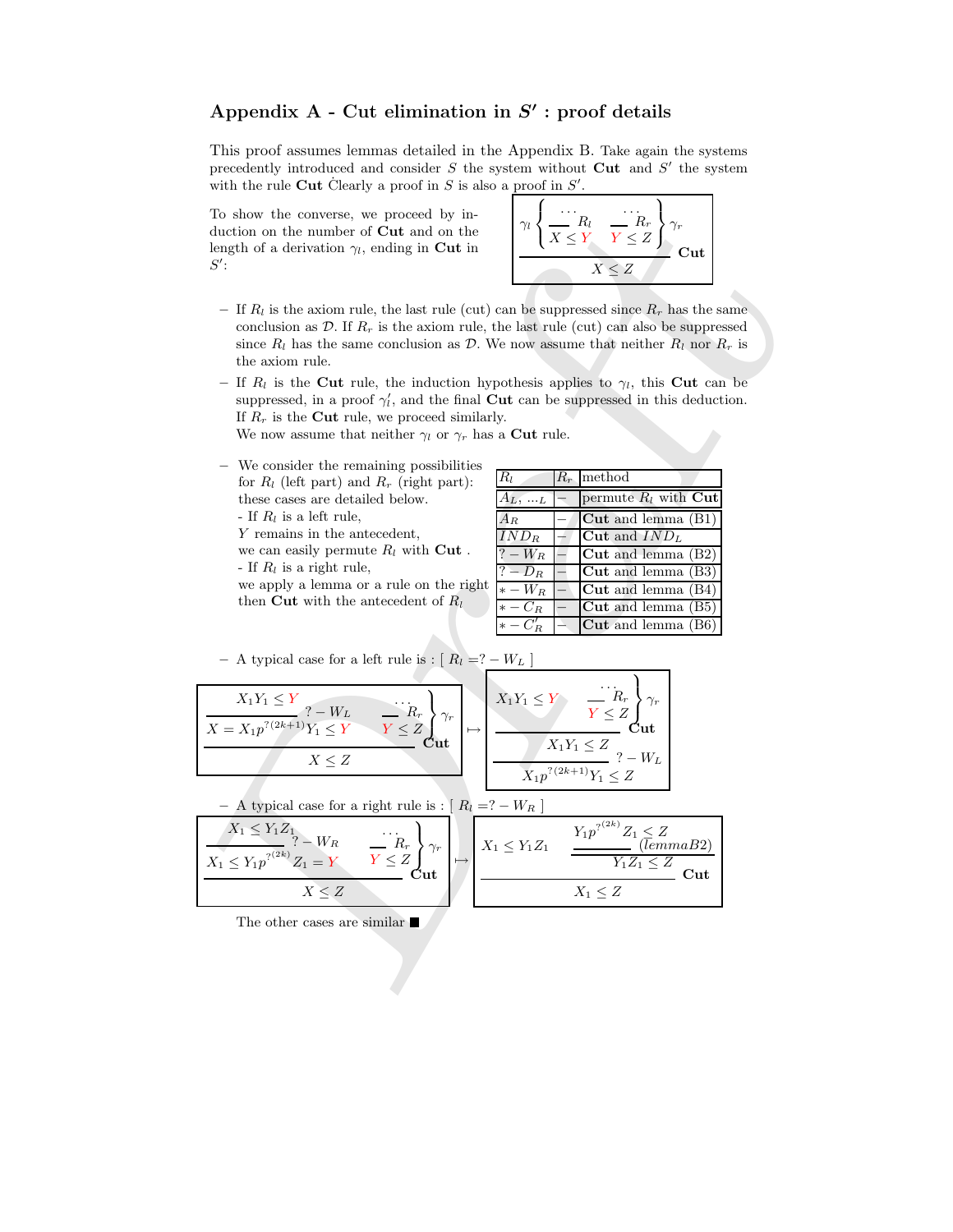## Appendix A - Cut elimination in $S'$ : proof details

This proof assumes lemmas detailed in the Appendix B. Take again the systems precedently introduced and consider $S$ the system without **Cut** and $S'$ the system with the rule **Cut** Clearly a proof in $S$ is also a proof in $S'$.

To show the converse, we proceed by induction on the number of **Cut** and on the length of a derivation $\gamma_l$, ending in **Cut** in $S'$:

$$\dfrac{\gamma_l \left\{ \dfrac{\dots}{X \leq Y} R_l \right. \quad \left. \dfrac{\dots}{Y \leq Z} R_r \right\} \gamma_r}{X \leq Z} \textbf{Cut}$$

- If $R_l$ is the axiom rule, the last rule (cut) can be suppressed since $R_r$ has the same conclusion as $\mathcal{D}$. If $R_r$ is the axiom rule, the last rule (cut) can also be suppressed since $R_l$ has the same conclusion as $\mathcal{D}$. We now assume that neither $R_l$ nor $R_r$ is the axiom rule.
- If $R_l$ is the **Cut** rule, the induction hypothesis applies to $\gamma_l$, this **Cut** can be suppressed, in a proof $\gamma_l'$, and the final **Cut** can be suppressed in this deduction. If $R_r$ is the **Cut** rule, we proceed similarly.
  We now assume that neither $\gamma_l$ or $\gamma_r$ has a **Cut** rule.
- We consider the remaining possibilities for $R_l$ (left part) and $R_r$ (right part): these cases are detailed below.
  - If $R_l$ is a left rule, $Y$ remains in the antecedent, we can easily permute $R_l$ with **Cut** .
  - If $R_l$ is a right rule, we apply a lemma or a rule on the right then **Cut** with the antecedent of $R_l$

| $R_l$ | $R_r$ | method |
|---|---|---|
| $A_L$, ...$_L$ | – | permute $R_l$ with **Cut** |
| $A_R$ | – | **Cut** and lemma (B1) |
| $IND_R$ | – | **Cut** and $IND_L$ |
| $?-W_R$ | – | **Cut** and lemma (B2) |
| $?-D_R$ | – | **Cut** and lemma (B3) |
| $*-W_R$ | – | **Cut** and lemma (B4) |
| $*-C_R$ | – | **Cut** and lemma (B5) |
| $*-C_R'$ | – | **Cut** and lemma (B6) |

- A typical case for a left rule is : [ $R_l = ?-W_L$ ]

$$\dfrac{\dfrac{X_1Y_1 \leq Y}{X = X_1p^{?(2k+1)}Y_1 \leq Y} ?-W_L \qquad \left. \dfrac{\dots}{Y \leq Z} R_r \right\} \gamma_r}{X \leq Z} \textbf{Cut} \quad \mapsto \quad \dfrac{\dfrac{X_1Y_1 \leq Y \qquad \left. \dfrac{\dots}{Y \leq Z} R_r \right\} \gamma_r}{X_1Y_1 \leq Z} \textbf{Cut}}{X_1p^{?(2k+1)}Y_1 \leq Z} ?-W_L$$

- A typical case for a right rule is : [ $R_l = ?-W_R$ ]

$$\dfrac{\dfrac{X_1 \leq Y_1Z_1}{X_1 \leq Y_1p^{?(2k)}Z_1 = Y} ?-W_R \qquad \left. \dfrac{\dots}{Y \leq Z} R_r \right\} \gamma_r}{X \leq Z} \textbf{Cut} \quad \mapsto \quad \dfrac{X_1 \leq Y_1Z_1 \qquad \dfrac{Y_1p^{?(2k)}Z_1 \leq Z}{Y_1Z_1 \leq Z} (lemmaB2)}{X_1 \leq Z} \textbf{Cut}$$

The other cases are similar ■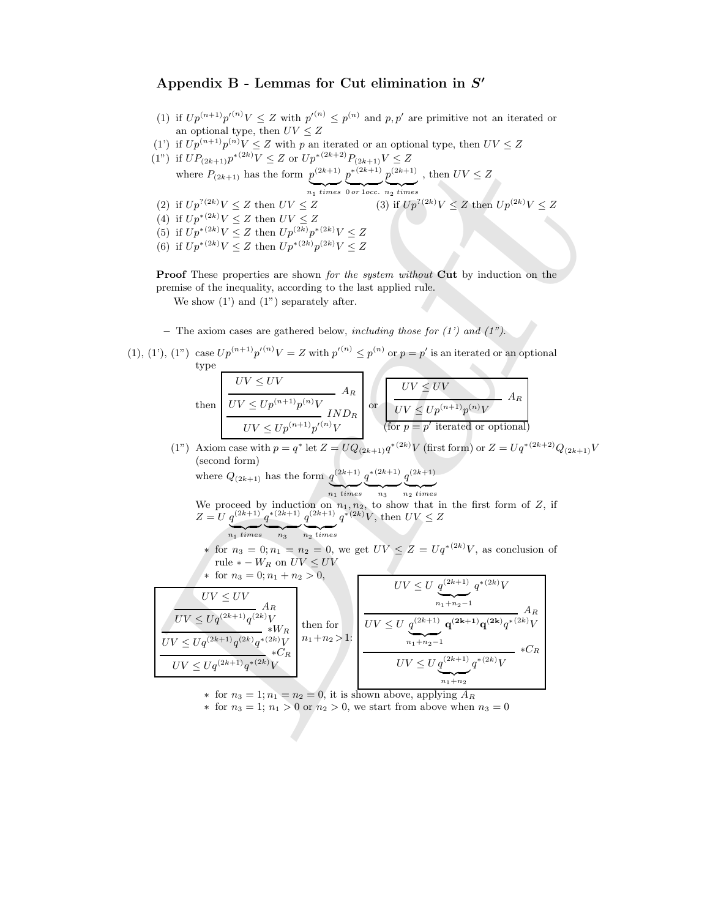## Appendix B - Lemmas for Cut elimination in $S'$

(1) if $Up^{(n+1)}p'^{(n)}V \leq Z$ with $p'^{(n)} \leq p^{(n)}$ and $p, p'$ are primitive not an iterated or an optional type, then $UV \leq Z$

(1') if $Up^{(n+1)}p^{(n)}V \leq Z$ with $p$ an iterated or an optional type, then $UV \leq Z$

(1") if $UP_{(2k+1)}p^{*(2k)}V \leq Z$ or $Up^{*(2k+2)}P_{(2k+1)}V \leq Z$
where $P_{(2k+1)}$ has the form $\underbrace{p^{(2k+1)}}_{n_1\ times}\underbrace{p^{*(2k+1)}}_{0\ or\ 1 occ.}\underbrace{p^{(2k+1)}}_{n_2\ times}$, then $UV \leq Z$

(2) if $Up^{?(2k)}V \leq Z$ then $UV \leq Z$

(3) if $Up^{?(2k)}V \leq Z$ then $Up^{(2k)}V \leq Z$

(4) if $Up^{*(2k)}V \leq Z$ then $UV \leq Z$

(5) if $Up^{*(2k)}V \leq Z$ then $Up^{(2k)}p^{*(2k)}V \leq Z$

(6) if $Up^{*(2k)}V \leq Z$ then $Up^{*(2k)}p^{(2k)}V \leq Z$

**Proof** These properties are shown *for the system without* **Cut** by induction on the premise of the inequality, according to the last applied rule.

We show (1') and (1") separately after.

– The axiom cases are gathered below, *including those for (1') and (1")*.

(1), (1'), (1") case $Up^{(n+1)}p'^{(n)}V = Z$ with $p'^{(n)} \leq p^{(n)}$ or $p = p'$ is an iterated or an optional type

then
$$\dfrac{\dfrac{UV \leq UV}{UV \leq Up^{(n+1)}p^{(n)}V}\ A_R}{UV \leq Up^{(n+1)}p'^{(n)}V}\ IND_R \quad \text{or} \quad \dfrac{UV \leq UV}{UV \leq Up^{(n+1)}p^{(n)}V}\ A_R$$
(for $p = p'$ iterated or optional)

(1") Axiom case with $p = q^*$ let $Z = UQ_{(2k+1)}q^{*(2k)}V$ (first form) or $Z = Uq^{*(2k+2)}Q_{(2k+1)}V$ (second form)

where $Q_{(2k+1)}$ has the form $\underbrace{q^{(2k+1)}}_{n_1\ times}\underbrace{q^{*(2k+1)}}_{n_3}\underbrace{q^{(2k+1)}}_{n_2\ times}$

We proceed by induction on $n_1, n_2$, to show that in the first form of $Z$, if $Z = U\underbrace{q^{(2k+1)}}_{n_1\ times}\underbrace{q^{*(2k+1)}}_{n_3}\underbrace{q^{(2k+1)}}_{n_2\ times}q^{*(2k)}V$, then $UV \leq Z$

- for $n_3 = 0; n_1 = n_2 = 0$, we get $UV \leq Z = Uq^{*(2k)}V$, as conclusion of rule $*-W_R$ on $UV \leq UV$
- for $n_3 = 0; n_1 + n_2 > 0$,

$$\dfrac{\dfrac{\dfrac{UV \leq UV}{UV \leq Uq^{(2k+1)}q^{(2k)}V}\ A_R}{UV \leq Uq^{(2k+1)}q^{(2k)}q^{*(2k)}V}\ *W_R}{UV \leq Uq^{(2k+1)}q^{*(2k)}V}\ *C_R$$

then for $n_1+n_2>1$:

$$\dfrac{\dfrac{UV \leq U\underbrace{q^{(2k+1)}}_{n_1+n_2-1}q^{*(2k)}V}{UV \leq U\underbrace{q^{(2k+1)}}_{n_1+n_2-1}\mathbf{q^{(2k+1)}q^{(2k)}}q^{*(2k)}V}\ A_R}{UV \leq U\underbrace{q^{(2k+1)}}_{n_1+n_2}q^{*(2k)}V}\ *C_R$$

- for $n_3 = 1; n_1 = n_2 = 0$, it is shown above, applying $A_R$
- for $n_3 = 1$; $n_1 > 0$ or $n_2 > 0$, we start from above when $n_3 = 0$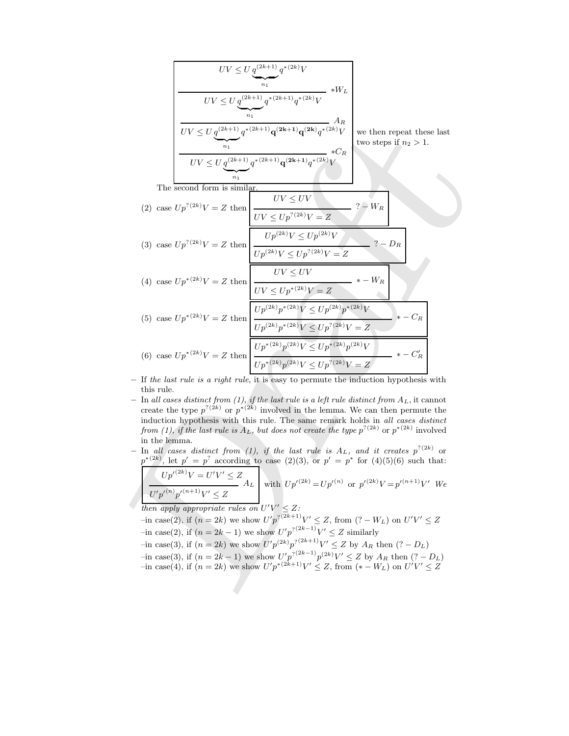$$\cfrac{\cfrac{\cfrac{UV \leq U \underbrace{q^{(2k+1)}}_{n_1} q^{*(2k)} V}{UV \leq U \underbrace{q^{(2k+1)}}_{n_1} q^{*(2k+1)} q^{*(2k)} V} *W_L}{UV \leq U \underbrace{q^{(2k+1)}}_{n_1} q^{*(2k+1)} \mathbf{q^{(2k+1)}} \mathbf{q^{(2k)}} q^{*(2k)} V} A_R}{UV \leq U \underbrace{q^{(2k+1)}}_{n_1} q^{*(2k+1)} \mathbf{q^{(2k+1)}} q^{*(2k)} V} *C_R$$

we then repeat these last two steps if $n_2 > 1$.

The second form is similar.

(2) case $Up^{?(2k)}V = Z$ then $\cfrac{UV \leq UV}{UV \leq Up^{?(2k)}V = Z}\ ? - W_R$

(3) case $Up^{?(2k)}V = Z$ then $\cfrac{Up^{(2k)}V \leq Up^{(2k)}V}{Up^{(2k)}V \leq Up^{?(2k)}V = Z}\ ? - D_R$

(4) case $Up^{*(2k)}V = Z$ then $\cfrac{UV \leq UV}{UV \leq Up^{*(2k)}V = Z}\ * - W_R$

(5) case $Up^{*(2k)}V = Z$ then $\cfrac{Up^{(2k)}p^{*(2k)}V \leq Up^{(2k)}p^{*(2k)}V}{Up^{(2k)}p^{*(2k)}V \leq Up^{?(2k)}V = Z}\ * - C_R$

(6) case $Up^{*(2k)}V = Z$ then $\cfrac{Up^{*(2k)}p^{(2k)}V \leq Up^{*(2k)}p^{(2k)}V}{Up^{*(2k)}p^{(2k)}V \leq Up^{?(2k)}V = Z}\ * - C'_R$

- If *the last rule is a right rule*, it is easy to permute the induction hypothesis with this rule.
- In *all cases distinct from (1), if the last rule is a left rule distinct from* $A_L$, it cannot create the type $p^{?(2k)}$ or $p^{*(2k)}$ involved in the lemma. We can then permute the induction hypothesis with this rule. The same remark holds in *all cases distinct from (1), if the last rule is* $A_L$*, but does not create the type* $p^{?(2k)}$ or $p^{*(2k)}$ involved in the lemma.
- In *all cases distinct from (1), if the last rule is* $A_L$*, and it creates* $p^{?(2k)}$ or $p^{*(2k)}$, let $p' = p^{?}$ according to case (2)(3), or $p' = p^{*}$ for (4)(5)(6) such that:

  $\cfrac{Up'^{(2k)}V = U'V' \leq Z}{U'p'^{(n)}p'^{(n+1)}V' \leq Z}\ A_L$ with $Up'^{(2k)} = Up'^{(n)}$ or $p'^{(2k)}V = p'^{(n+1)}V'$ *We then apply appropriate rules on* $U'V' \leq Z$*:*

  –in case(2), if $(n = 2k)$ we show $U'p^{?(2k+1)}V' \leq Z$, from $(? - W_L)$ on $U'V' \leq Z$

  –in case(2), if $(n = 2k-1)$ we show $U'p^{?(2k-1)}V' \leq Z$ similarly

  –in case(3), if $(n = 2k)$ we show $U'p^{(2k)}p^{?(2k+1)}V' \leq Z$ by $A_R$ then $(? - D_L)$

  –in case(3), if $(n = 2k-1)$ we show $U'p^{?(2k-1)}p^{(2k)}V' \leq Z$ by $A_R$ then $(? - D_L)$

  –in case(4), if $(n = 2k)$ we show $U'p^{*(2k+1)}V' \leq Z$, from $(* - W_L)$ on $U'V' \leq Z$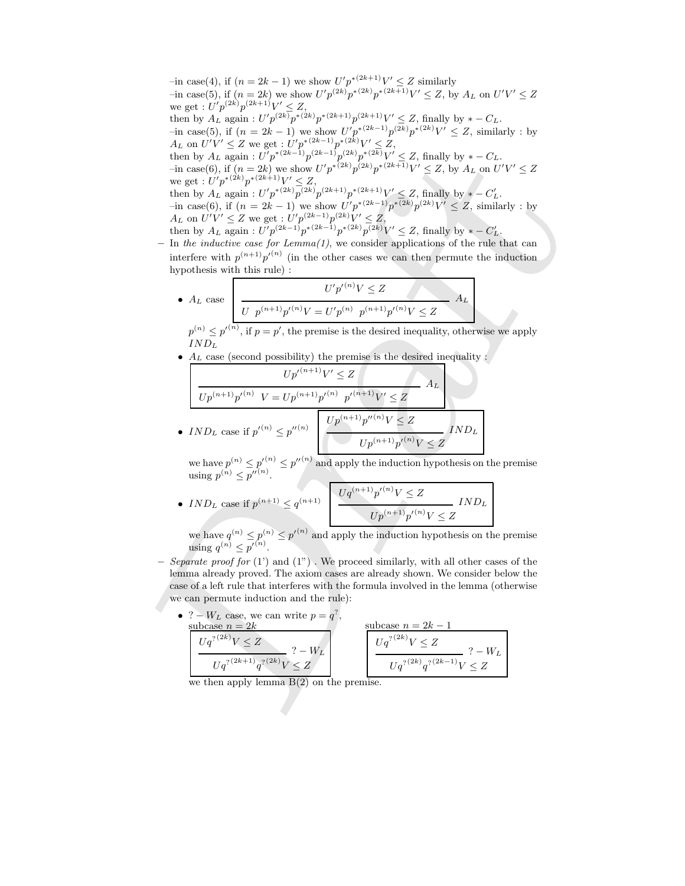–in case(4), if $(n = 2k-1)$ we show $U'p^{*(2k+1)}V' \leq Z$ similarly
–in case(5), if $(n = 2k)$ we show $U'p^{(2k)}p^{*(2k)}p^{*(2k+1)}V' \leq Z$, by $A_L$ on $U'V' \leq Z$ we get : $U'p^{(2k)}p^{(2k+1)}V' \leq Z$,
then by $A_L$ again : $U'p^{(2k)}p^{*(2k)}p^{*(2k+1)}p^{(2k+1)}V' \leq Z$, finally by $* - C_L$.
–in case(5), if $(n = 2k-1)$ we show $U'p^{*(2k-1)}p^{(2k)}p^{*(2k)}V' \leq Z$, similarly : by $A_L$ on $U'V' \leq Z$ we get : $U'p^{*(2k-1)}p^{*(2k)}V' \leq Z$,
then by $A_L$ again : $U'p^{*(2k-1)}p^{(2k-1)}p^{(2k)}p^{*(2k)}V' \leq Z$, finally by $* - C_L$.
–in case(6), if $(n = 2k)$ we show $U'p^{*(2k)}p^{(2k)}p^{*(2k+1)}V' \leq Z$, by $A_L$ on $U'V' \leq Z$ we get : $U'p^{*(2k)}p^{*(2k+1)}V' \leq Z$,
then by $A_L$ again : $U'p^{*(2k)}p^{(2k)}p^{(2k+1)}p^{*(2k+1)}V' \leq Z$, finally by $* - C'_L$.
–in case(6), if $(n = 2k-1)$ we show $U'p^{*(2k-1)}p^{*(2k)}p^{(2k)}V' \leq Z$, similarly : by $A_L$ on $U'V' \leq Z$ we get : $U'p^{(2k-1)}p^{(2k)}V' \leq Z$,
then by $A_L$ again : $U'p^{(2k-1)}p^{*(2k-1)}p^{*(2k)}p^{(2k)}V' \leq Z$, finally by $* - C'_L$.

– In *the inductive case for Lemma(1)*, we consider applications of the rule that can interfere with $p^{(n+1)}p'^{(n)}$ (in the other cases we can then permute the induction hypothesis with this rule) :

  - $A_L$ case
  $$\frac{U'p'^{(n)}V \leq Z}{U \;\; p^{(n+1)}p'^{(n)}V = U'p^{(n)} \;\; p^{(n+1)}p'^{(n)}V \leq Z}\ A_L$$
  $p^{(n)} \leq p'^{(n)}$, if $p = p'$, the premise is the desired inequality, otherwise we apply $IND_L$
  - $A_L$ case (second possibility) the premise is the desired inequality :
  $$\frac{Up'^{(n+1)}V' \leq Z}{Up^{(n+1)}p'^{(n)} \;\; V = Up^{(n+1)}p'^{(n)} \;\; p'^{(n+1)}V' \leq Z}\ A_L$$
  - $IND_L$ case if $p'^{(n)} \leq p''^{(n)}$
  $$\frac{Up^{(n+1)}p''^{(n)}V \leq Z}{Up^{(n+1)}p'^{(n)}V \leq Z}\ IND_L$$
  we have $p^{(n)} \leq p'^{(n)} \leq p''^{(n)}$ and apply the induction hypothesis on the premise using $p^{(n)} \leq p''^{(n)}$.
  - $IND_L$ case if $p^{(n+1)} \leq q^{(n+1)}$
  $$\frac{Uq^{(n+1)}p'^{(n)}V \leq Z}{Up^{(n+1)}p'^{(n)}V \leq Z}\ IND_L$$
  we have $q^{(n)} \leq p^{(n)} \leq p'^{(n)}$ and apply the induction hypothesis on the premise using $q^{(n)} \leq p'^{(n)}$.

– *Separate proof for* (1') and (1") . We proceed similarly, with all other cases of the lemma already proved. The axiom cases are already shown. We consider below the case of a left rule that interferes with the formula involved in the lemma (otherwise we can permute induction and the rule):

  - $? - W_L$ case, we can write $p = q^?$,

  subcase $n = 2k$
  $$\frac{Uq^{?(2k)}V \leq Z}{Uq^{?(2k+1)}q^{?(2k)}V \leq Z}\ ? - W_L$$
  subcase $n = 2k-1$
  $$\frac{Uq^{?(2k)}V \leq Z}{Uq^{?(2k)}q^{?(2k-1)}V \leq Z}\ ? - W_L$$
  we then apply lemma B(2) on the premise.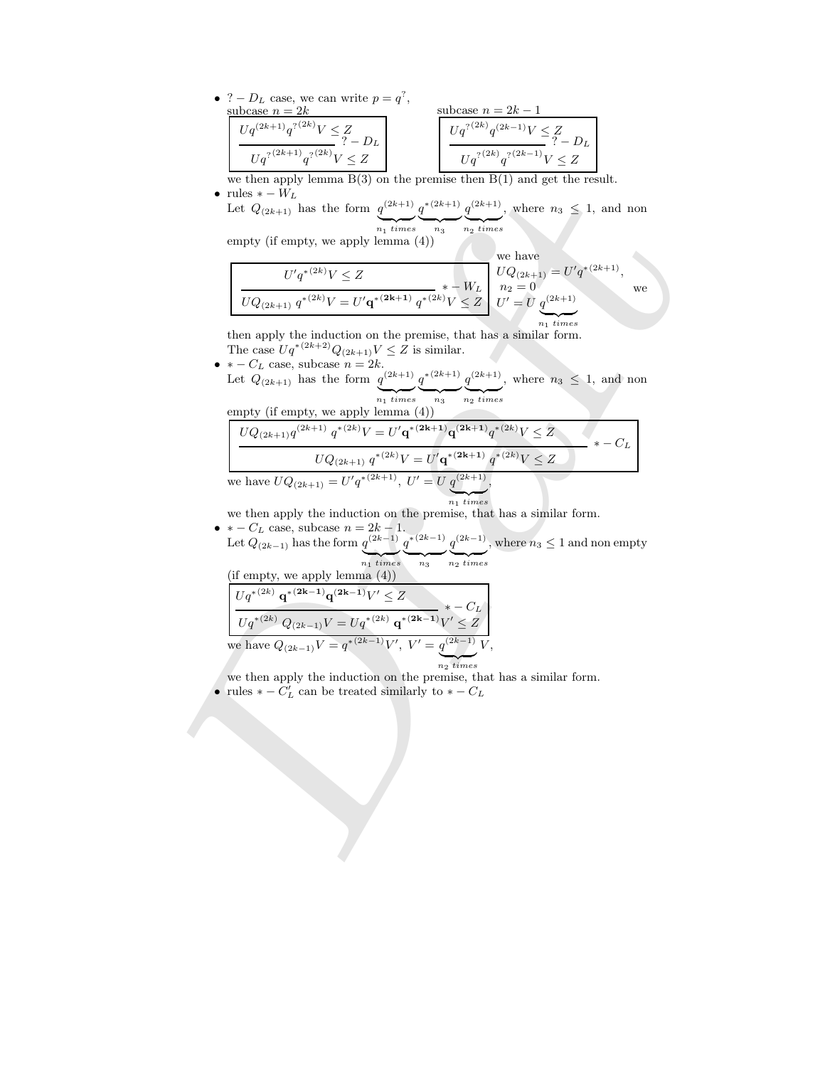- $? - D_L$ case, we can write $p = q^?$,

subcase $n = 2k$

$$\frac{Uq^{(2k+1)}q^{?(2k)}V \leq Z}{Uq^{?(2k+1)}q^{?(2k)}V \leq Z} \; ? - D_L$$

subcase $n = 2k-1$

$$\frac{Uq^{?(2k)}q^{(2k-1)}V \leq Z}{Uq^{?(2k)}q^{?(2k-1)}V \leq Z} \; ? - D_L$$

we then apply lemma B(3) on the premise then B(1) and get the result.

- rules $* - W_L$

Let $Q_{(2k+1)}$ has the form $\underbrace{q^{(2k+1)}}_{n_1 \; times}\underbrace{q^{*(2k+1)}}_{n_3}\underbrace{q^{(2k+1)}}_{n_2 \; times}$, where $n_3 \leq 1$, and non empty (if empty, we apply lemma (4))

$$\frac{U'q^{*(2k)}V \leq Z}{UQ_{(2k+1)} \; q^{*(2k)}V = U'\mathbf{q}^{*(\mathbf{2k+1})} \; q^{*(2k)}V \leq Z} \; * - W_L$$

we have $UQ_{(2k+1)} = U'q^{*(2k+1)}$, $n_2 = 0$, $U' = U \underbrace{q^{(2k+1)}}_{n_1 \; times}$ we then apply the induction on the premise, that has a similar form.

The case $Uq^{*(2k+2)}Q_{(2k+1)}V \leq Z$ is similar.

- $* - C_L$ case, subcase $n = 2k$.

Let $Q_{(2k+1)}$ has the form $\underbrace{q^{(2k+1)}}_{n_1 \; times}\underbrace{q^{*(2k+1)}}_{n_3}\underbrace{q^{(2k+1)}}_{n_2 \; times}$, where $n_3 \leq 1$, and non empty (if empty, we apply lemma (4))

$$\frac{UQ_{(2k+1)}q^{(2k+1)} \; q^{*(2k)}V = U'\mathbf{q}^{*(\mathbf{2k+1})}\mathbf{q}^{(\mathbf{2k+1})}q^{*(2k)}V \leq Z}{UQ_{(2k+1)} \; q^{*(2k)}V = U'\mathbf{q}^{*(\mathbf{2k+1})} \; q^{*(2k)}V \leq Z} \; * - C_L$$

we have $UQ_{(2k+1)} = U'q^{*(2k+1)}$, $U' = U \underbrace{q^{(2k+1)}}_{n_1 \; times}$,

we then apply the induction on the premise, that has a similar form.

- $* - C_L$ case, subcase $n = 2k-1$.

Let $Q_{(2k-1)}$ has the form $\underbrace{q^{(2k-1)}}_{n_1 \; times}\underbrace{q^{*(2k-1)}}_{n_3}\underbrace{q^{(2k-1)}}_{n_2 \; times}$, where $n_3 \leq 1$ and non empty (if empty, we apply lemma (4))

$$\frac{Uq^{*(2k)} \; \mathbf{q}^{*(\mathbf{2k-1})}\mathbf{q}^{(\mathbf{2k-1})}V' \leq Z}{Uq^{*(2k)} \; Q_{(2k-1)}V = Uq^{*(2k)} \; \mathbf{q}^{*(\mathbf{2k-1})}V' \leq Z} \; * - C_L$$

we have $Q_{(2k-1)}V = q^{*(2k-1)}V'$, $V' = \underbrace{q^{(2k-1)}}_{n_2 \; times} V$,

we then apply the induction on the premise, that has a similar form.

- rules $* - C_L'$ can be treated similarly to $* - C_L$